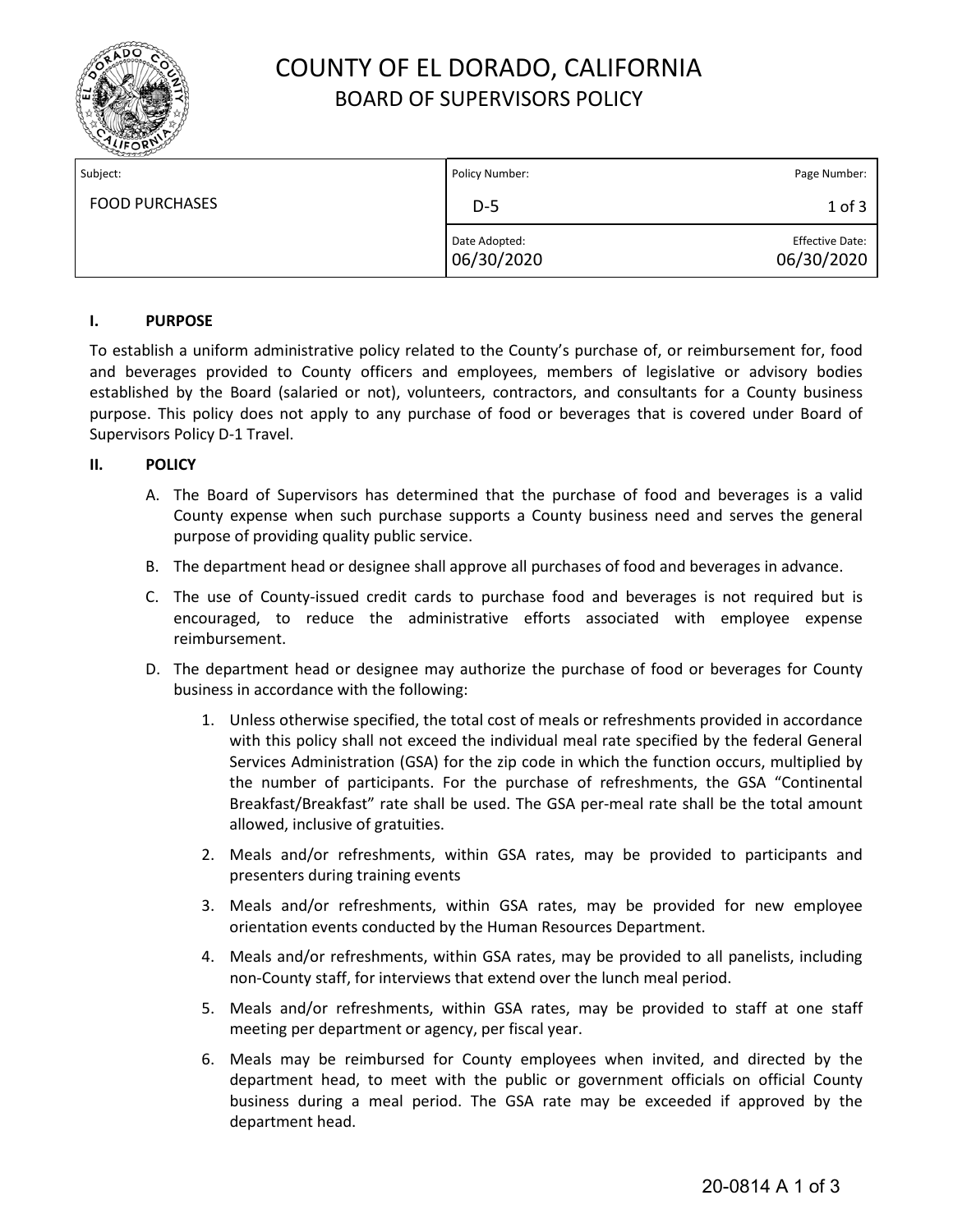# COUNTY OF EL DORADO, CALIFORNIA
## BOARD OF SUPERVISORS POLICY

| Subject: | Policy Number: | Page Number: |
|---|---|---|
| FOOD PURCHASES | D-5 | 1 of 3 |
| | Date Adopted: 06/30/2020 | Effective Date: 06/30/2020 |

### I. PURPOSE

To establish a uniform administrative policy related to the County's purchase of, or reimbursement for, food and beverages provided to County officers and employees, members of legislative or advisory bodies established by the Board (salaried or not), volunteers, contractors, and consultants for a County business purpose. This policy does not apply to any purchase of food or beverages that is covered under Board of Supervisors Policy D-1 Travel.

### II. POLICY

A. The Board of Supervisors has determined that the purchase of food and beverages is a valid County expense when such purchase supports a County business need and serves the general purpose of providing quality public service.

B. The department head or designee shall approve all purchases of food and beverages in advance.

C. The use of County-issued credit cards to purchase food and beverages is not required but is encouraged, to reduce the administrative efforts associated with employee expense reimbursement.

D. The department head or designee may authorize the purchase of food or beverages for County business in accordance with the following:

1. Unless otherwise specified, the total cost of meals or refreshments provided in accordance with this policy shall not exceed the individual meal rate specified by the federal General Services Administration (GSA) for the zip code in which the function occurs, multiplied by the number of participants. For the purchase of refreshments, the GSA "Continental Breakfast/Breakfast" rate shall be used. The GSA per-meal rate shall be the total amount allowed, inclusive of gratuities.

2. Meals and/or refreshments, within GSA rates, may be provided to participants and presenters during training events

3. Meals and/or refreshments, within GSA rates, may be provided for new employee orientation events conducted by the Human Resources Department.

4. Meals and/or refreshments, within GSA rates, may be provided to all panelists, including non-County staff, for interviews that extend over the lunch meal period.

5. Meals and/or refreshments, within GSA rates, may be provided to staff at one staff meeting per department or agency, per fiscal year.

6. Meals may be reimbursed for County employees when invited, and directed by the department head, to meet with the public or government officials on official County business during a meal period. The GSA rate may be exceeded if approved by the department head.

20-0814 A 1 of 3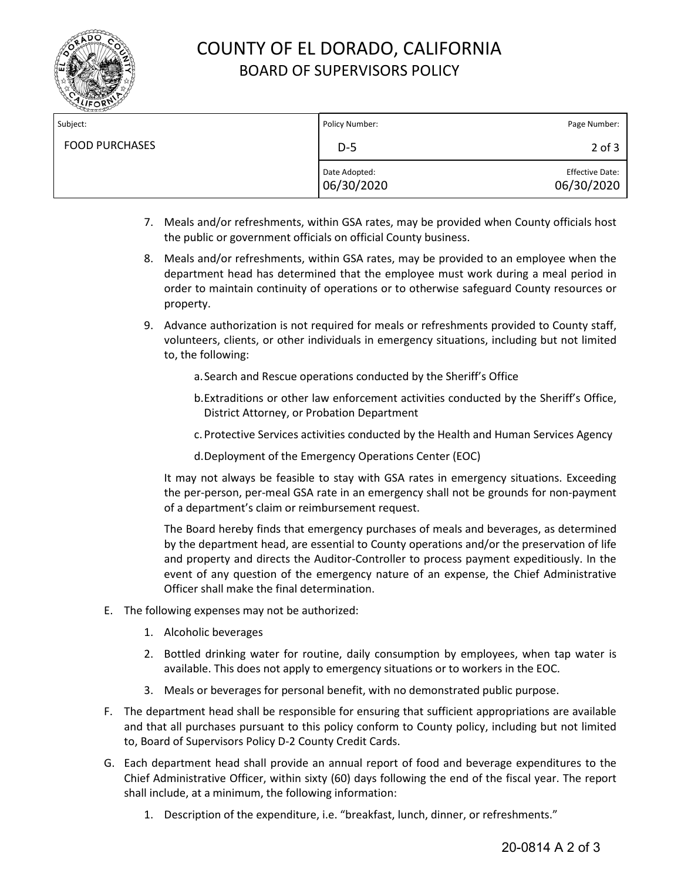# COUNTY OF EL DORADO, CALIFORNIA
## BOARD OF SUPERVISORS POLICY

| Subject: | Policy Number: | Page Number: |
|---|---|---|
| FOOD PURCHASES | D-5 | 2 of 3 |
| | Date Adopted: 06/30/2020 | Effective Date: 06/30/2020 |

7. Meals and/or refreshments, within GSA rates, may be provided when County officials host the public or government officials on official County business.

8. Meals and/or refreshments, within GSA rates, may be provided to an employee when the department head has determined that the employee must work during a meal period in order to maintain continuity of operations or to otherwise safeguard County resources or property.

9. Advance authorization is not required for meals or refreshments provided to County staff, volunteers, clients, or other individuals in emergency situations, including but not limited to, the following:

   a. Search and Rescue operations conducted by the Sheriff's Office

   b. Extraditions or other law enforcement activities conducted by the Sheriff's Office, District Attorney, or Probation Department

   c. Protective Services activities conducted by the Health and Human Services Agency

   d. Deployment of the Emergency Operations Center (EOC)

   It may not always be feasible to stay with GSA rates in emergency situations. Exceeding the per-person, per-meal GSA rate in an emergency shall not be grounds for non-payment of a department's claim or reimbursement request.

   The Board hereby finds that emergency purchases of meals and beverages, as determined by the department head, are essential to County operations and/or the preservation of life and property and directs the Auditor-Controller to process payment expeditiously. In the event of any question of the emergency nature of an expense, the Chief Administrative Officer shall make the final determination.

E. The following expenses may not be authorized:

   1. Alcoholic beverages

   2. Bottled drinking water for routine, daily consumption by employees, when tap water is available. This does not apply to emergency situations or to workers in the EOC.

   3. Meals or beverages for personal benefit, with no demonstrated public purpose.

F. The department head shall be responsible for ensuring that sufficient appropriations are available and that all purchases pursuant to this policy conform to County policy, including but not limited to, Board of Supervisors Policy D-2 County Credit Cards.

G. Each department head shall provide an annual report of food and beverage expenditures to the Chief Administrative Officer, within sixty (60) days following the end of the fiscal year. The report shall include, at a minimum, the following information:

   1. Description of the expenditure, i.e. "breakfast, lunch, dinner, or refreshments."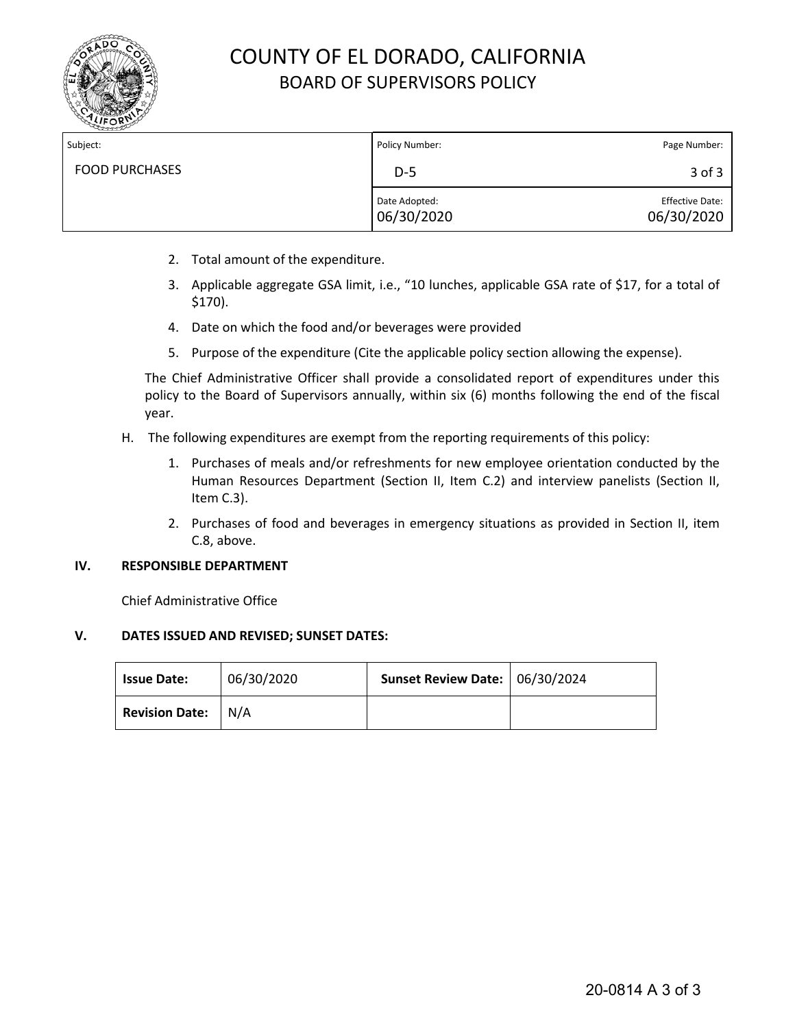# COUNTY OF EL DORADO, CALIFORNIA
## BOARD OF SUPERVISORS POLICY

| Subject: | Policy Number: | Page Number: |
|---|---|---|
| FOOD PURCHASES | D-5 | 3 of 3 |
| | Date Adopted: 06/30/2020 | Effective Date: 06/30/2020 |

2. Total amount of the expenditure.
3. Applicable aggregate GSA limit, i.e., "10 lunches, applicable GSA rate of $17, for a total of $170).
4. Date on which the food and/or beverages were provided
5. Purpose of the expenditure (Cite the applicable policy section allowing the expense).

The Chief Administrative Officer shall provide a consolidated report of expenditures under this policy to the Board of Supervisors annually, within six (6) months following the end of the fiscal year.

H. The following expenditures are exempt from the reporting requirements of this policy:

1. Purchases of meals and/or refreshments for new employee orientation conducted by the Human Resources Department (Section II, Item C.2) and interview panelists (Section II, Item C.3).
2. Purchases of food and beverages in emergency situations as provided in Section II, item C.8, above.

**IV. RESPONSIBLE DEPARTMENT**

Chief Administrative Office

**V. DATES ISSUED AND REVISED; SUNSET DATES:**

| | | | |
|---|---|---|---|
| **Issue Date:** | 06/30/2020 | **Sunset Review Date:** | 06/30/2024 |
| **Revision Date:** | N/A | | |